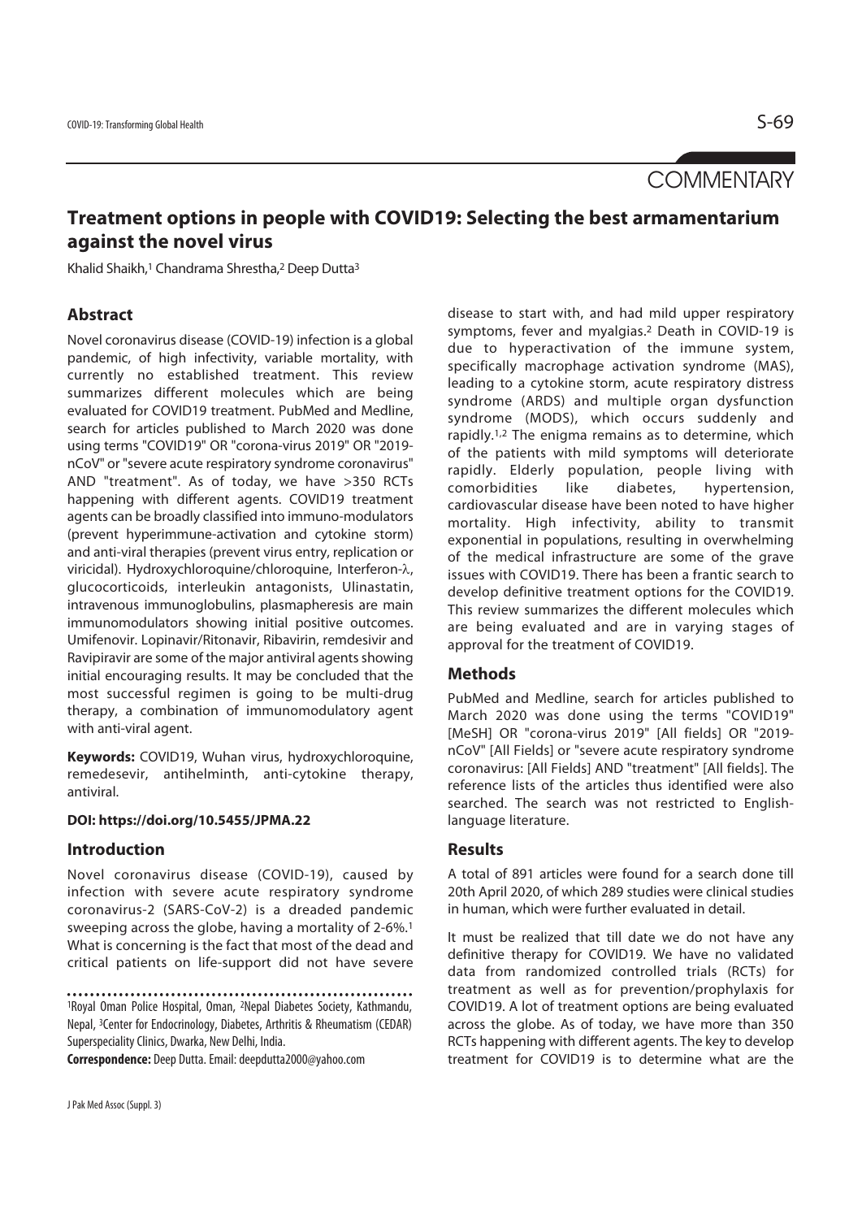COMMENTARY

# Treatment options in people with COVID19: Selecting the best armamentarium against the novel virus

Khalid Shaikh,[1] Chandrama Shrestha,[2] Deep Dutta[3]

## Abstract

Novel coronavirus disease (COVID-19) infection is a global pandemic, of high infectivity, variable mortality, with currently no established treatment. This review summarizes different molecules which are being evaluated for COVID19 treatment. PubMed and Medline, search for articles published to March 2020 was done using terms "COVID19" OR "corona-virus 2019" OR "2019-nCoV" or "severe acute respiratory syndrome coronavirus" AND "treatment". As of today, we have >350 RCTs happening with different agents. COVID19 treatment agents can be broadly classified into immuno-modulators (prevent hyperimmune-activation and cytokine storm) and anti-viral therapies (prevent virus entry, replication or viricidal). Hydroxychloroquine/chloroquine, Interferon-λ, glucocorticoids, interleukin antagonists, Ulinastatin, intravenous immunoglobulins, plasmapheresis are main immunomodulators showing initial positive outcomes. Umifenovir. Lopinavir/Ritonavir, Ribavirin, remdesivir and Ravipiravir are some of the major antiviral agents showing initial encouraging results. It may be concluded that the most successful regimen is going to be multi-drug therapy, a combination of immunomodulatory agent with anti-viral agent.

**Keywords:** COVID19, Wuhan virus, hydroxychloroquine, remedesevir, antihelminth, anti-cytokine therapy, antiviral.

**DOI: https://doi.org/10.5455/JPMA.22**

## Introduction

Novel coronavirus disease (COVID-19), caused by infection with severe acute respiratory syndrome coronavirus-2 (SARS-CoV-2) is a dreaded pandemic sweeping across the globe, having a mortality of 2-6%.[1] What is concerning is the fact that most of the dead and critical patients on life-support did not have severe disease to start with, and had mild upper respiratory symptoms, fever and myalgias.[2] Death in COVID-19 is due to hyperactivation of the immune system, specifically macrophage activation syndrome (MAS), leading to a cytokine storm, acute respiratory distress syndrome (ARDS) and multiple organ dysfunction syndrome (MODS), which occurs suddenly and rapidly.[1,2] The enigma remains as to determine, which of the patients with mild symptoms will deteriorate rapidly. Elderly population, people living with comorbidities like diabetes, hypertension, cardiovascular disease have been noted to have higher mortality. High infectivity, ability to transmit exponential in populations, resulting in overwhelming of the medical infrastructure are some of the grave issues with COVID19. There has been a frantic search to develop definitive treatment options for the COVID19. This review summarizes the different molecules which are being evaluated and are in varying stages of approval for the treatment of COVID19.

## Methods

PubMed and Medline, search for articles published to March 2020 was done using the terms "COVID19" [MeSH] OR "corona-virus 2019" [All fields] OR "2019-nCoV" [All Fields] or "severe acute respiratory syndrome coronavirus: [All Fields] AND "treatment" [All fields]. The reference lists of the articles thus identified were also searched. The search was not restricted to English-language literature.

## Results

A total of 891 articles were found for a search done till 20th April 2020, of which 289 studies were clinical studies in human, which were further evaluated in detail.

It must be realized that till date we do not have any definitive therapy for COVID19. We have no validated data from randomized controlled trials (RCTs) for treatment as well as for prevention/prophylaxis for COVID19. A lot of treatment options are being evaluated across the globe. As of today, we have more than 350 RCTs happening with different agents. The key to develop treatment for COVID19 is to determine what are the

---

[1]Royal Oman Police Hospital, Oman, [2]Nepal Diabetes Society, Kathmandu, Nepal, [3]Center for Endocrinology, Diabetes, Arthritis & Rheumatism (CEDAR) Superspeciality Clinics, Dwarka, New Delhi, India.

**Correspondence:** Deep Dutta. Email: deepdutta2000@yahoo.com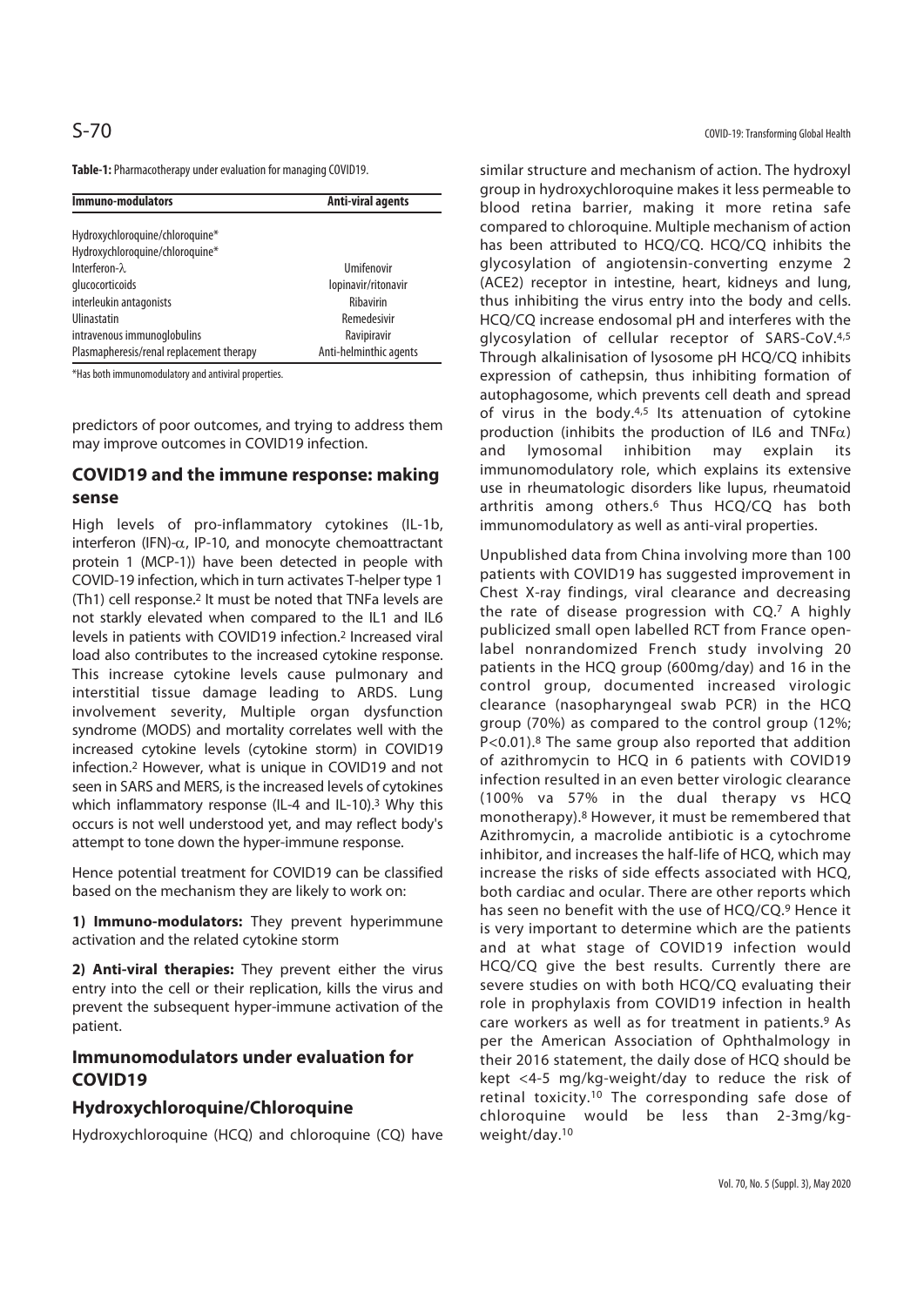**Table-1:** Pharmacotherapy under evaluation for managing COVID19.

| Immuno-modulators | Anti-viral agents |
|---|---|
| Hydroxychloroquine/chloroquine* | |
| Hydroxychloroquine/chloroquine* | |
| Interferon-λ | Umifenovir |
| glucocorticoids | lopinavir/ritonavir |
| interleukin antagonists | Ribavirin |
| Ulinastatin | Remedesivir |
| intravenous immunoglobulins | Ravipiravir |
| Plasmapheresis/renal replacement therapy | Anti-helminthic agents |

*Has both immunomodulatory and antiviral properties.

predictors of poor outcomes, and trying to address them may improve outcomes in COVID19 infection.

## COVID19 and the immune response: making sense

High levels of pro-inflammatory cytokines (IL-1b, interferon (IFN)-α, IP-10, and monocyte chemoattractant protein 1 (MCP-1)) have been detected in people with COVID-19 infection, which in turn activates T-helper type 1 (Th1) cell response.[2] It must be noted that TNFa levels are not starkly elevated when compared to the IL1 and IL6 levels in patients with COVID19 infection.[2] Increased viral load also contributes to the increased cytokine response. This increase cytokine levels cause pulmonary and interstitial tissue damage leading to ARDS. Lung involvement severity, Multiple organ dysfunction syndrome (MODS) and mortality correlates well with the increased cytokine levels (cytokine storm) in COVID19 infection.[2] However, what is unique in COVID19 and not seen in SARS and MERS, is the increased levels of cytokines which inflammatory response (IL-4 and IL-10).[3] Why this occurs is not well understood yet, and may reflect body's attempt to tone down the hyper-immune response.

Hence potential treatment for COVID19 can be classified based on the mechanism they are likely to work on:

**1) Immuno-modulators:** They prevent hyperimmune activation and the related cytokine storm

**2) Anti-viral therapies:** They prevent either the virus entry into the cell or their replication, kills the virus and prevent the subsequent hyper-immune activation of the patient.

## Immunomodulators under evaluation for COVID19

### Hydroxychloroquine/Chloroquine

Hydroxychloroquine (HCQ) and chloroquine (CQ) have similar structure and mechanism of action. The hydroxyl group in hydroxychloroquine makes it less permeable to blood retina barrier, making it more retina safe compared to chloroquine. Multiple mechanism of action has been attributed to HCQ/CQ. HCQ/CQ inhibits the glycosylation of angiotensin-converting enzyme 2 (ACE2) receptor in intestine, heart, kidneys and lung, thus inhibiting the virus entry into the body and cells. HCQ/CQ increase endosomal pH and interferes with the glycosylation of cellular receptor of SARS-CoV.[4,5] Through alkalinisation of lysosome pH HCQ/CQ inhibits expression of cathepsin, thus inhibiting formation of autophagosome, which prevents cell death and spread of virus in the body.[4,5] Its attenuation of cytokine production (inhibits the production of IL6 and TNFα) and lymosomal inhibition may explain its immunomodulatory role, which explains its extensive use in rheumatologic disorders like lupus, rheumatoid arthritis among others.[6] Thus HCQ/CQ has both immunomodulatory as well as anti-viral properties.

Unpublished data from China involving more than 100 patients with COVID19 has suggested improvement in Chest X-ray findings, viral clearance and decreasing the rate of disease progression with CQ.[7] A highly publicized small open labelled RCT from France open-label nonrandomized French study involving 20 patients in the HCQ group (600mg/day) and 16 in the control group, documented increased virologic clearance (nasopharyngeal swab PCR) in the HCQ group (70%) as compared to the control group (12%; $P<0.01$).[8] The same group also reported that addition of azithromycin to HCQ in 6 patients with COVID19 infection resulted in an even better virologic clearance (100% va 57% in the dual therapy vs HCQ monotherapy).[8] However, it must be remembered that Azithromycin, a macrolide antibiotic is a cytochrome inhibitor, and increases the half-life of HCQ, which may increase the risks of side effects associated with HCQ, both cardiac and ocular. There are other reports which has seen no benefit with the use of HCQ/CQ.[9] Hence it is very important to determine which are the patients and at what stage of COVID19 infection would HCQ/CQ give the best results. Currently there are severe studies on with both HCQ/CQ evaluating their role in prophylaxis from COVID19 infection in health care workers as well as for treatment in patients.[9] As per the American Association of Ophthalmology in their 2016 statement, the daily dose of HCQ should be kept <4-5 mg/kg-weight/day to reduce the risk of retinal toxicity.[10] The corresponding safe dose of chloroquine would be less than 2-3mg/kg-weight/day.[10]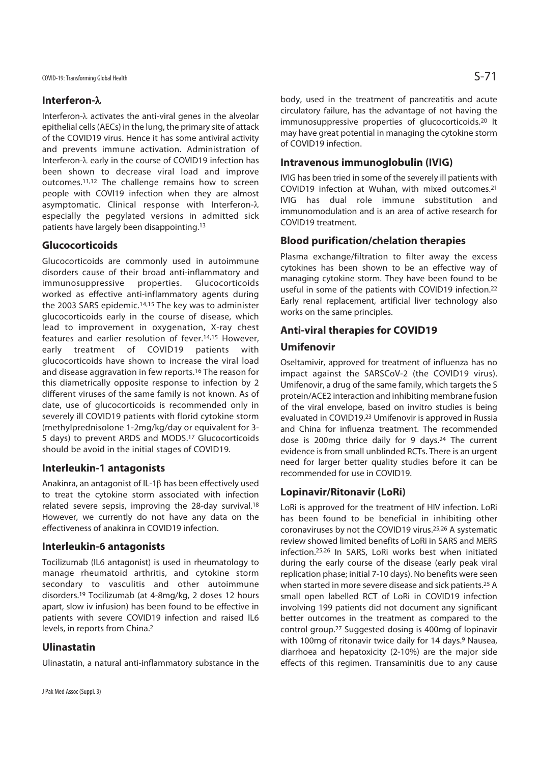## Interferon-λ

Interferon-λ activates the anti-viral genes in the alveolar epithelial cells (AECs) in the lung, the primary site of attack of the COVID19 virus. Hence it has some antiviral activity and prevents immune activation. Administration of Interferon-λ early in the course of COVID19 infection has been shown to decrease viral load and improve outcomes.[11,12] The challenge remains how to screen people with COVI19 infection when they are almost asymptomatic. Clinical response with Interferon-λ especially the pegylated versions in admitted sick patients have largely been disappointing.[13]

## Glucocorticoids

Glucocorticoids are commonly used in autoimmune disorders cause of their broad anti-inflammatory and immunosuppressive properties. Glucocorticoids worked as effective anti-inflammatory agents during the 2003 SARS epidemic.[14,15] The key was to administer glucocorticoids early in the course of disease, which lead to improvement in oxygenation, X-ray chest features and earlier resolution of fever.[14,15] However, early treatment of COVID19 patients with glucocorticoids have shown to increase the viral load and disease aggravation in few reports.[16] The reason for this diametrically opposite response to infection by 2 different viruses of the same family is not known. As of date, use of glucocorticoids is recommended only in severely ill COVID19 patients with florid cytokine storm (methylprednisolone 1-2mg/kg/day or equivalent for 3-5 days) to prevent ARDS and MODS.[17] Glucocorticoids should be avoid in the initial stages of COVID19.

## Interleukin-1 antagonists

Anakinra, an antagonist of IL-1β has been effectively used to treat the cytokine storm associated with infection related severe sepsis, improving the 28-day survival.[18] However, we currently do not have any data on the effectiveness of anakinra in COVID19 infection.

## Interleukin-6 antagonists

Tocilizumab (IL6 antagonist) is used in rheumatology to manage rheumatoid arthritis, and cytokine storm secondary to vasculitis and other autoimmune disorders.[19] Tocilizumab (at 4-8mg/kg, 2 doses 12 hours apart, slow iv infusion) has been found to be effective in patients with severe COVID19 infection and raised IL6 levels, in reports from China.[2]

## Ulinastatin

Ulinastatin, a natural anti-inflammatory substance in the body, used in the treatment of pancreatitis and acute circulatory failure, has the advantage of not having the immunosuppressive properties of glucocorticoids.[20] It may have great potential in managing the cytokine storm of COVID19 infection.

## Intravenous immunoglobulin (IVIG)

IVIG has been tried in some of the severely ill patients with COVID19 infection at Wuhan, with mixed outcomes.[21] IVIG has dual role immune substitution and immunomodulation and is an area of active research for COVID19 treatment.

## Blood purification/chelation therapies

Plasma exchange/filtration to filter away the excess cytokines has been shown to be an effective way of managing cytokine storm. They have been found to be useful in some of the patients with COVID19 infection.[22] Early renal replacement, artificial liver technology also works on the same principles.

## Anti-viral therapies for COVID19

### Umifenovir

Oseltamivir, approved for treatment of influenza has no impact against the SARSCoV-2 (the COVID19 virus). Umifenovir, a drug of the same family, which targets the S protein/ACE2 interaction and inhibiting membrane fusion of the viral envelope, based on invitro studies is being evaluated in COVID19.[23] Umifenovir is approved in Russia and China for influenza treatment. The recommended dose is 200mg thrice daily for 9 days.[24] The current evidence is from small unblinded RCTs. There is an urgent need for larger better quality studies before it can be recommended for use in COVID19.

### Lopinavir/Ritonavir (LoRi)

LoRi is approved for the treatment of HIV infection. LoRi has been found to be beneficial in inhibiting other coronaviruses by not the COVID19 virus.[25,26] A systematic review showed limited benefits of LoRi in SARS and MERS infection.[25,26] In SARS, LoRi works best when initiated during the early course of the disease (early peak viral replication phase; initial 7-10 days). No benefits were seen when started in more severe disease and sick patients.[25] A small open labelled RCT of LoRi in COVID19 infection involving 199 patients did not document any significant better outcomes in the treatment as compared to the control group.[27] Suggested dosing is 400mg of lopinavir with 100mg of ritonavir twice daily for 14 days.[9] Nausea, diarrhoea and hepatoxicity (2-10%) are the major side effects of this regimen. Transaminitis due to any cause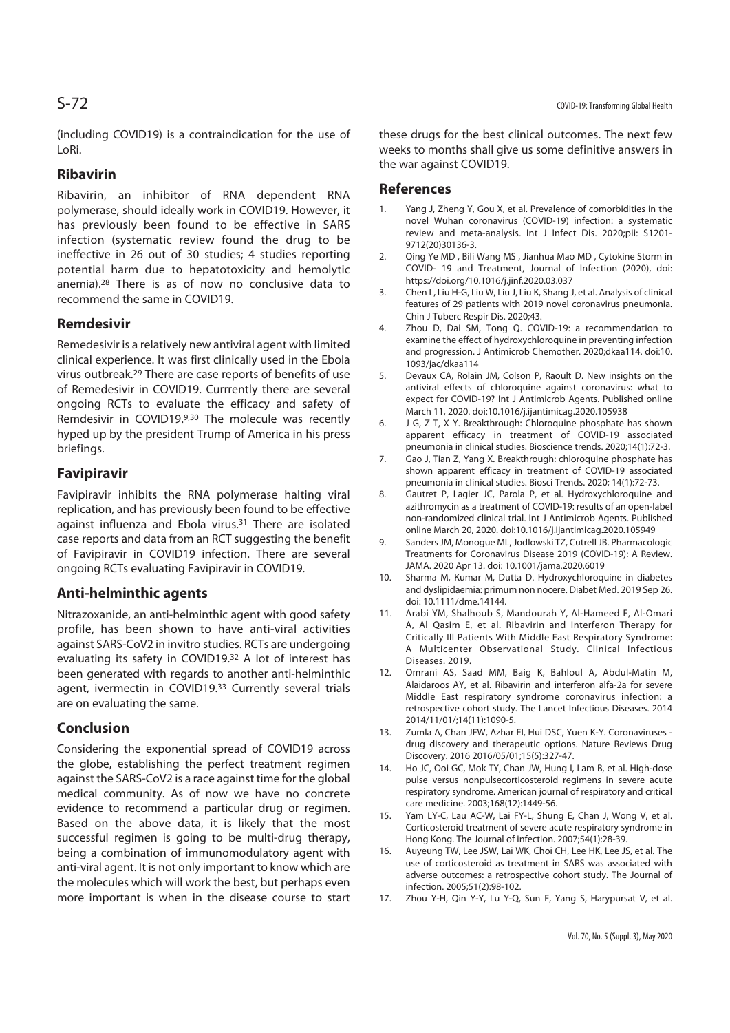(including COVID19) is a contraindication for the use of LoRi.

## Ribavirin

Ribavirin, an inhibitor of RNA dependent RNA polymerase, should ideally work in COVID19. However, it has previously been found to be effective in SARS infection (systematic review found the drug to be ineffective in 26 out of 30 studies; 4 studies reporting potential harm due to hepatotoxicity and hemolytic anemia).[28] There is as of now no conclusive data to recommend the same in COVID19.

## Remdesivir

Remedesivir is a relatively new antiviral agent with limited clinical experience. It was first clinically used in the Ebola virus outbreak.[29] There are case reports of benefits of use of Remedesivir in COVID19. Currrently there are several ongoing RCTs to evaluate the efficacy and safety of Remdesivir in COVID19.[9,30] The molecule was recently hyped up by the president Trump of America in his press briefings.

## Favipiravir

Favipiravir inhibits the RNA polymerase halting viral replication, and has previously been found to be effective against influenza and Ebola virus.[31] There are isolated case reports and data from an RCT suggesting the benefit of Favipiravir in COVID19 infection. There are several ongoing RCTs evaluating Favipiravir in COVID19.

## Anti-helminthic agents

Nitrazoxanide, an anti-helminthic agent with good safety profile, has been shown to have anti-viral activities against SARS-CoV2 in invitro studies. RCTs are undergoing evaluating its safety in COVID19.[32] A lot of interest has been generated with regards to another anti-helminthic agent, ivermectin in COVID19.[33] Currently several trials are on evaluating the same.

## Conclusion

Considering the exponential spread of COVID19 across the globe, establishing the perfect treatment regimen against the SARS-CoV2 is a race against time for the global medical community. As of now we have no concrete evidence to recommend a particular drug or regimen. Based on the above data, it is likely that the most successful regimen is going to be multi-drug therapy, being a combination of immunomodulatory agent with anti-viral agent. It is not only important to know which are the molecules which will work the best, but perhaps even more important is when in the disease course to start these drugs for the best clinical outcomes. The next few weeks to months shall give us some definitive answers in the war against COVID19.

## References

1. Yang J, Zheng Y, Gou X, et al. Prevalence of comorbidities in the novel Wuhan coronavirus (COVID-19) infection: a systematic review and meta-analysis. Int J Infect Dis. 2020;pii: S1201-9712(20)30136-3.
2. Qing Ye MD , Bili Wang MS , Jianhua Mao MD , Cytokine Storm in COVID- 19 and Treatment, Journal of Infection (2020), doi: https://doi.org/10.1016/j.jinf.2020.03.037
3. Chen L, Liu H-G, Liu W, Liu J, Liu K, Shang J, et al. Analysis of clinical features of 29 patients with 2019 novel coronavirus pneumonia. Chin J Tuberc Respir Dis. 2020;43.
4. Zhou D, Dai SM, Tong Q. COVID-19: a recommendation to examine the effect of hydroxychloroquine in preventing infection and progression. J Antimicrob Chemother. 2020;dkaa114. doi:10.1093/jac/dkaa114
5. Devaux CA, Rolain JM, Colson P, Raoult D. New insights on the antiviral effects of chloroquine against coronavirus: what to expect for COVID-19? Int J Antimicrob Agents. Published online March 11, 2020. doi:10.1016/j.ijantimicag.2020.105938
6. J G, Z T, X Y. Breakthrough: Chloroquine phosphate has shown apparent efficacy in treatment of COVID-19 associated pneumonia in clinical studies. Bioscience trends. 2020;14(1):72-3.
7. Gao J, Tian Z, Yang X. Breakthrough: chloroquine phosphate has shown apparent efficacy in treatment of COVID-19 associated pneumonia in clinical studies. Biosci Trends. 2020; 14(1):72-73.
8. Gautret P, Lagier JC, Parola P, et al. Hydroxychloroquine and azithromycin as a treatment of COVID-19: results of an open-label non-randomized clinical trial. Int J Antimicrob Agents. Published online March 20, 2020. doi:10.1016/j.ijantimicag.2020.105949
9. Sanders JM, Monogue ML, Jodlowski TZ, Cutrell JB. Pharmacologic Treatments for Coronavirus Disease 2019 (COVID-19): A Review. JAMA. 2020 Apr 13. doi: 10.1001/jama.2020.6019
10. Sharma M, Kumar M, Dutta D. Hydroxychloroquine in diabetes and dyslipidaemia: primum non nocere. Diabet Med. 2019 Sep 26. doi: 10.1111/dme.14144.
11. Arabi YM, Shalhoub S, Mandourah Y, Al-Hameed F, Al-Omari A, Al Qasim E, et al. Ribavirin and Interferon Therapy for Critically Ill Patients With Middle East Respiratory Syndrome: A Multicenter Observational Study. Clinical Infectious Diseases. 2019.
12. Omrani AS, Saad MM, Baig K, Bahloul A, Abdul-Matin M, Alaidaroos AY, et al. Ribavirin and interferon alfa-2a for severe Middle East respiratory syndrome coronavirus infection: a retrospective cohort study. The Lancet Infectious Diseases. 2014 2014/11/01/;14(11):1090-5.
13. Zumla A, Chan JFW, Azhar EI, Hui DSC, Yuen K-Y. Coronaviruses - drug discovery and therapeutic options. Nature Reviews Drug Discovery. 2016 2016/05/01;15(5):327-47.
14. Ho JC, Ooi GC, Mok TY, Chan JW, Hung I, Lam B, et al. High-dose pulse versus nonpulsecorticosteroid regimens in severe acute respiratory syndrome. American journal of respiratory and critical care medicine. 2003;168(12):1449-56.
15. Yam LY-C, Lau AC-W, Lai FY-L, Shung E, Chan J, Wong V, et al. Corticosteroid treatment of severe acute respiratory syndrome in Hong Kong. The Journal of infection. 2007;54(1):28-39.
16. Auyeung TW, Lee JSW, Lai WK, Choi CH, Lee HK, Lee JS, et al. The use of corticosteroid as treatment in SARS was associated with adverse outcomes: a retrospective cohort study. The Journal of infection. 2005;51(2):98-102.
17. Zhou Y-H, Qin Y-Y, Lu Y-Q, Sun F, Yang S, Harypursat V, et al.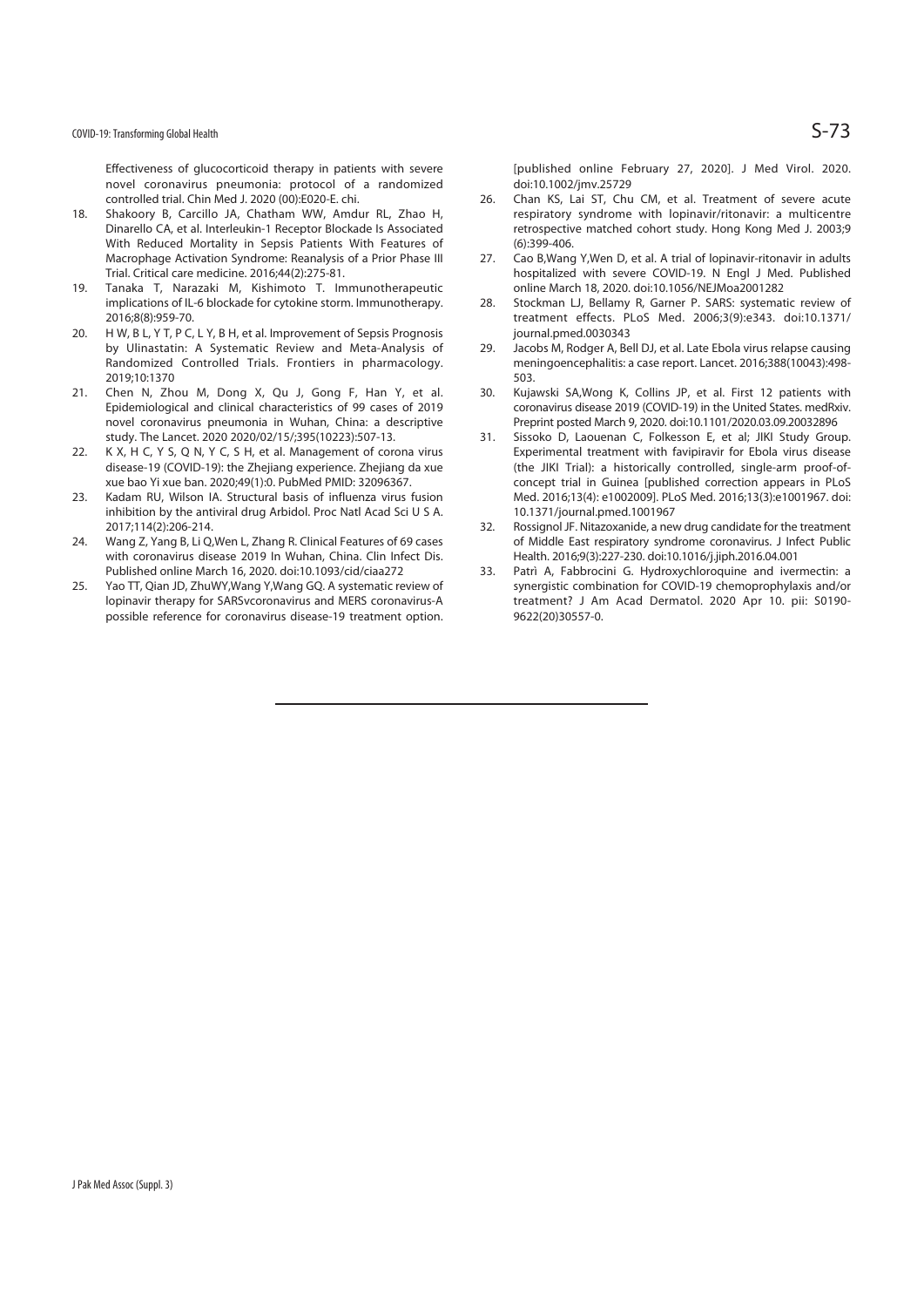Effectiveness of glucocorticoid therapy in patients with severe novel coronavirus pneumonia: protocol of a randomized controlled trial. Chin Med J. 2020 (00):E020-E. chi.

18. Shakoory B, Carcillo JA, Chatham WW, Amdur RL, Zhao H, Dinarello CA, et al. Interleukin-1 Receptor Blockade Is Associated With Reduced Mortality in Sepsis Patients With Features of Macrophage Activation Syndrome: Reanalysis of a Prior Phase III Trial. Critical care medicine. 2016;44(2):275-81.
19. Tanaka T, Narazaki M, Kishimoto T. Immunotherapeutic implications of IL-6 blockade for cytokine storm. Immunotherapy. 2016;8(8):959-70.
20. H W, B L, Y T, P C, L Y, B H, et al. Improvement of Sepsis Prognosis by Ulinastatin: A Systematic Review and Meta-Analysis of Randomized Controlled Trials. Frontiers in pharmacology. 2019;10:1370
21. Chen N, Zhou M, Dong X, Qu J, Gong F, Han Y, et al. Epidemiological and clinical characteristics of 99 cases of 2019 novel coronavirus pneumonia in Wuhan, China: a descriptive study. The Lancet. 2020 2020/02/15/;395(10223):507-13.
22. K X, H C, Y S, Q N, Y C, S H, et al. Management of corona virus disease-19 (COVID-19): the Zhejiang experience. Zhejiang da xue xue bao Yi xue ban. 2020;49(1):0. PubMed PMID: 32096367.
23. Kadam RU, Wilson IA. Structural basis of influenza virus fusion inhibition by the antiviral drug Arbidol. Proc Natl Acad Sci U S A. 2017;114(2):206-214.
24. Wang Z, Yang B, Li Q,Wen L, Zhang R. Clinical Features of 69 cases with coronavirus disease 2019 In Wuhan, China. Clin Infect Dis. Published online March 16, 2020. doi:10.1093/cid/ciaa272
25. Yao TT, Qian JD, ZhuWY,Wang Y,Wang GQ. A systematic review of lopinavir therapy for SARSvcoronavirus and MERS coronavirus-A possible reference for coronavirus disease-19 treatment option. [published online February 27, 2020]. J Med Virol. 2020. doi:10.1002/jmv.25729
26. Chan KS, Lai ST, Chu CM, et al. Treatment of severe acute respiratory syndrome with lopinavir/ritonavir: a multicentre retrospective matched cohort study. Hong Kong Med J. 2003;9 (6):399-406.
27. Cao B,Wang Y,Wen D, et al. A trial of lopinavir-ritonavir in adults hospitalized with severe COVID-19. N Engl J Med. Published online March 18, 2020. doi:10.1056/NEJMoa2001282
28. Stockman LJ, Bellamy R, Garner P. SARS: systematic review of treatment effects. PLoS Med. 2006;3(9):e343. doi:10.1371/journal.pmed.0030343
29. Jacobs M, Rodger A, Bell DJ, et al. Late Ebola virus relapse causing meningoencephalitis: a case report. Lancet. 2016;388(10043):498-503.
30. Kujawski SA,Wong K, Collins JP, et al. First 12 patients with coronavirus disease 2019 (COVID-19) in the United States. medRxiv. Preprint posted March 9, 2020. doi:10.1101/2020.03.09.20032896
31. Sissoko D, Laouenan C, Folkesson E, et al; JIKI Study Group. Experimental treatment with favipiravir for Ebola virus disease (the JIKI Trial): a historically controlled, single-arm proof-of-concept trial in Guinea [published correction appears in PLoS Med. 2016;13(4): e1002009]. PLoS Med. 2016;13(3):e1001967. doi: 10.1371/journal.pmed.1001967
32. Rossignol JF. Nitazoxanide, a new drug candidate for the treatment of Middle East respiratory syndrome coronavirus. J Infect Public Health. 2016;9(3):227-230. doi:10.1016/j.jiph.2016.04.001
33. Patrì A, Fabbrocini G. Hydroxychloroquine and ivermectin: a synergistic combination for COVID-19 chemoprophylaxis and/or treatment? J Am Acad Dermatol. 2020 Apr 10. pii: S0190-9622(20)30557-0.